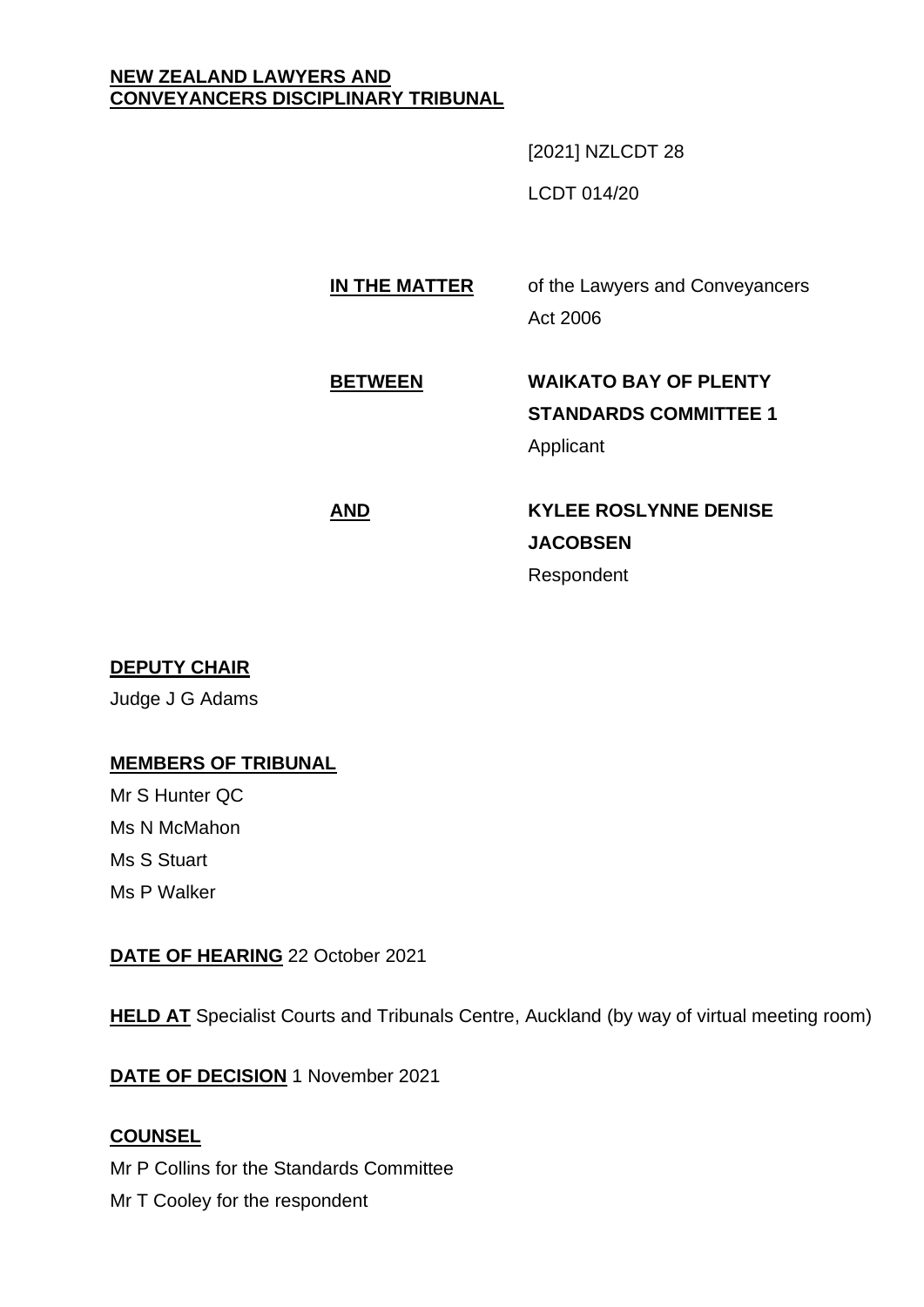**NEW ZEALAND LAWYERS AND CONVEYANCERS DISCIPLINARY TRIBUNAL**

[2021] NZLCDT 28

LCDT 014/20

**IN THE MATTER** of the Lawyers and Conveyancers Act 2006

**BETWEEN** **WAIKATO BAY OF PLENTY STANDARDS COMMITTEE 1**
Applicant

**AND** **KYLEE ROSLYNNE DENISE JACOBSEN**
Respondent

**DEPUTY CHAIR**

Judge J G Adams

**MEMBERS OF TRIBUNAL**

Mr S Hunter QC
Ms N McMahon
Ms S Stuart
Ms P Walker

**DATE OF HEARING** 22 October 2021

**HELD AT** Specialist Courts and Tribunals Centre, Auckland (by way of virtual meeting room)

**DATE OF DECISION** 1 November 2021

**COUNSEL**

Mr P Collins for the Standards Committee
Mr T Cooley for the respondent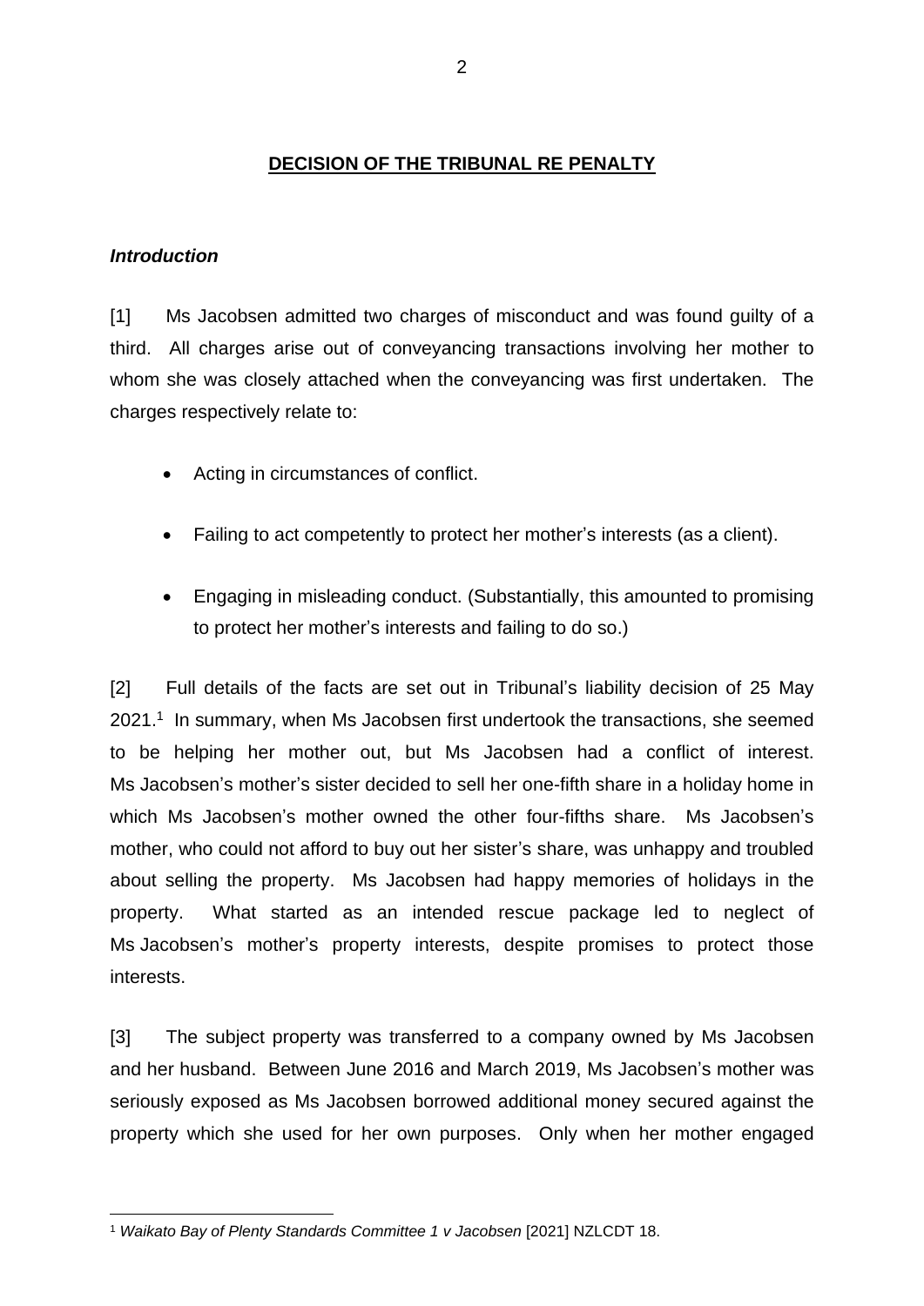## DECISION OF THE TRIBUNAL RE PENALTY

### *Introduction*

[1] Ms Jacobsen admitted two charges of misconduct and was found guilty of a third. All charges arise out of conveyancing transactions involving her mother to whom she was closely attached when the conveyancing was first undertaken. The charges respectively relate to:

- Acting in circumstances of conflict.
- Failing to act competently to protect her mother's interests (as a client).
- Engaging in misleading conduct. (Substantially, this amounted to promising to protect her mother's interests and failing to do so.)

[2] Full details of the facts are set out in Tribunal's liability decision of 25 May 2021.[1] In summary, when Ms Jacobsen first undertook the transactions, she seemed to be helping her mother out, but Ms Jacobsen had a conflict of interest. Ms Jacobsen's mother's sister decided to sell her one-fifth share in a holiday home in which Ms Jacobsen's mother owned the other four-fifths share. Ms Jacobsen's mother, who could not afford to buy out her sister's share, was unhappy and troubled about selling the property. Ms Jacobsen had happy memories of holidays in the property. What started as an intended rescue package led to neglect of Ms Jacobsen's mother's property interests, despite promises to protect those interests.

[3] The subject property was transferred to a company owned by Ms Jacobsen and her husband. Between June 2016 and March 2019, Ms Jacobsen's mother was seriously exposed as Ms Jacobsen borrowed additional money secured against the property which she used for her own purposes. Only when her mother engaged

[1] *Waikato Bay of Plenty Standards Committee 1 v Jacobsen* [2021] NZLCDT 18.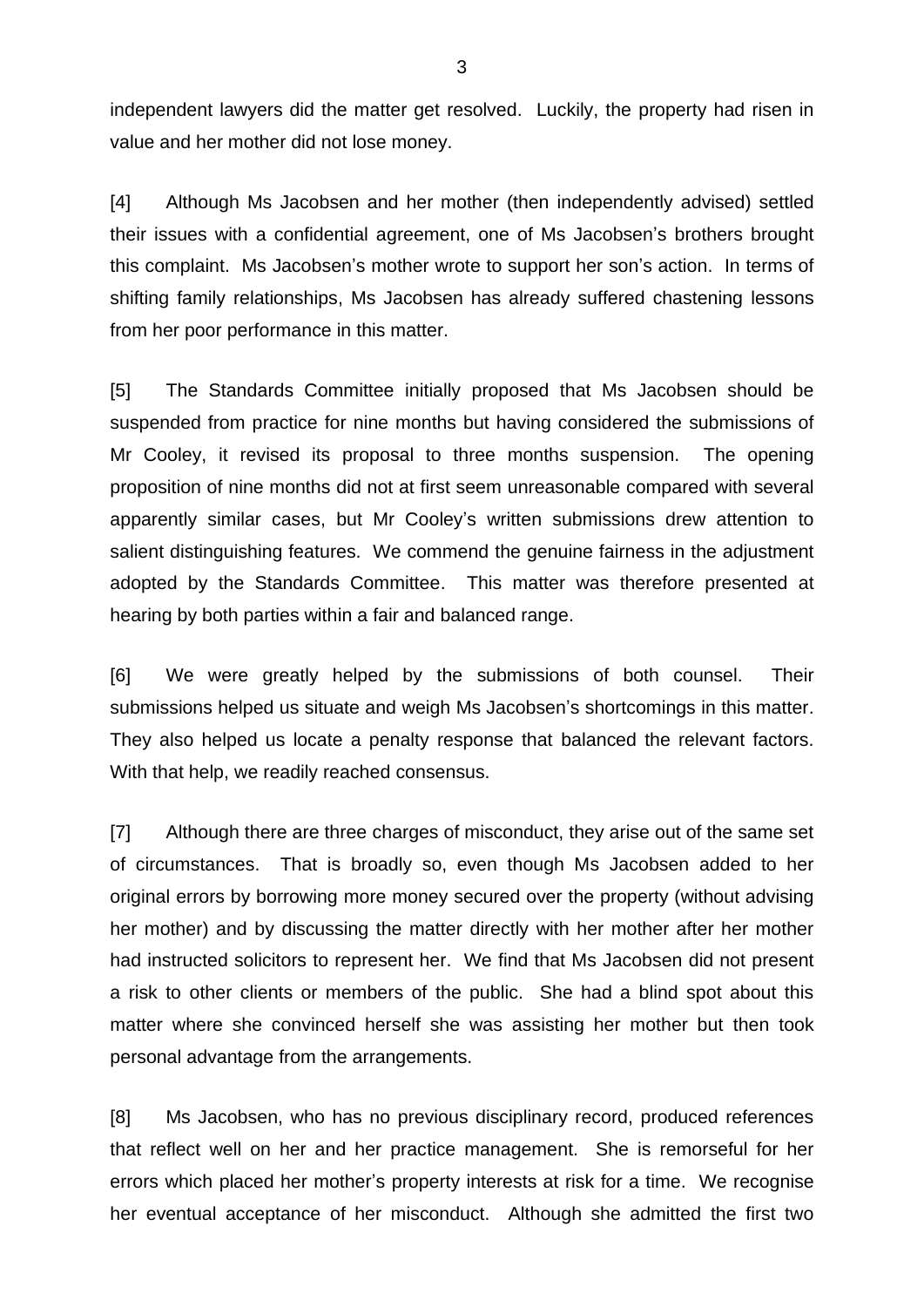independent lawyers did the matter get resolved. Luckily, the property had risen in value and her mother did not lose money.

[4] Although Ms Jacobsen and her mother (then independently advised) settled their issues with a confidential agreement, one of Ms Jacobsen's brothers brought this complaint. Ms Jacobsen's mother wrote to support her son's action. In terms of shifting family relationships, Ms Jacobsen has already suffered chastening lessons from her poor performance in this matter.

[5] The Standards Committee initially proposed that Ms Jacobsen should be suspended from practice for nine months but having considered the submissions of Mr Cooley, it revised its proposal to three months suspension. The opening proposition of nine months did not at first seem unreasonable compared with several apparently similar cases, but Mr Cooley's written submissions drew attention to salient distinguishing features. We commend the genuine fairness in the adjustment adopted by the Standards Committee. This matter was therefore presented at hearing by both parties within a fair and balanced range.

[6] We were greatly helped by the submissions of both counsel. Their submissions helped us situate and weigh Ms Jacobsen's shortcomings in this matter. They also helped us locate a penalty response that balanced the relevant factors. With that help, we readily reached consensus.

[7] Although there are three charges of misconduct, they arise out of the same set of circumstances. That is broadly so, even though Ms Jacobsen added to her original errors by borrowing more money secured over the property (without advising her mother) and by discussing the matter directly with her mother after her mother had instructed solicitors to represent her. We find that Ms Jacobsen did not present a risk to other clients or members of the public. She had a blind spot about this matter where she convinced herself she was assisting her mother but then took personal advantage from the arrangements.

[8] Ms Jacobsen, who has no previous disciplinary record, produced references that reflect well on her and her practice management. She is remorseful for her errors which placed her mother's property interests at risk for a time. We recognise her eventual acceptance of her misconduct. Although she admitted the first two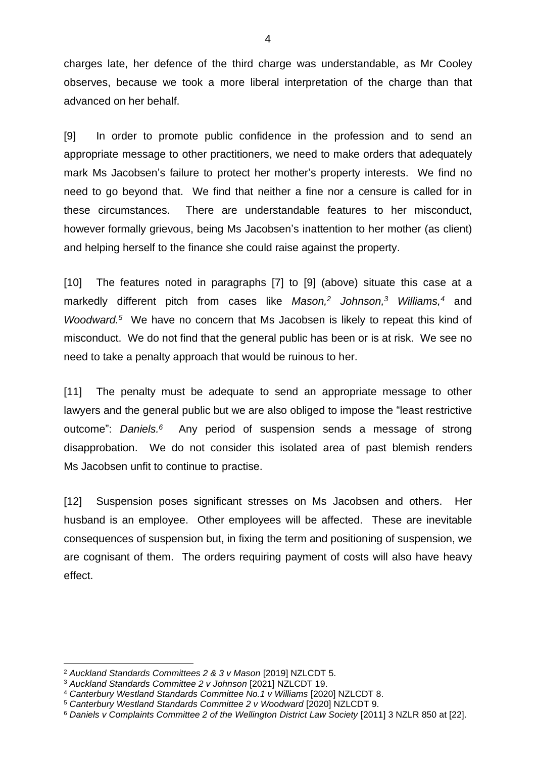charges late, her defence of the third charge was understandable, as Mr Cooley observes, because we took a more liberal interpretation of the charge than that advanced on her behalf.

[9] In order to promote public confidence in the profession and to send an appropriate message to other practitioners, we need to make orders that adequately mark Ms Jacobsen's failure to protect her mother's property interests. We find no need to go beyond that. We find that neither a fine nor a censure is called for in these circumstances. There are understandable features to her misconduct, however formally grievous, being Ms Jacobsen's inattention to her mother (as client) and helping herself to the finance she could raise against the property.

[10] The features noted in paragraphs [7] to [9] (above) situate this case at a markedly different pitch from cases like *Mason,*[2] *Johnson,*[3] *Williams,*[4] and *Woodward.*[5] We have no concern that Ms Jacobsen is likely to repeat this kind of misconduct. We do not find that the general public has been or is at risk. We see no need to take a penalty approach that would be ruinous to her.

[11] The penalty must be adequate to send an appropriate message to other lawyers and the general public but we are also obliged to impose the "least restrictive outcome": *Daniels.*[6] Any period of suspension sends a message of strong disapprobation. We do not consider this isolated area of past blemish renders Ms Jacobsen unfit to continue to practise.

[12] Suspension poses significant stresses on Ms Jacobsen and others. Her husband is an employee. Other employees will be affected. These are inevitable consequences of suspension but, in fixing the term and positioning of suspension, we are cognisant of them. The orders requiring payment of costs will also have heavy effect.

---

[2] *Auckland Standards Committees 2 & 3 v Mason* [2019] NZLCDT 5.

[3] *Auckland Standards Committee 2 v Johnson* [2021] NZLCDT 19.

[4] *Canterbury Westland Standards Committee No.1 v Williams* [2020] NZLCDT 8.

[5] *Canterbury Westland Standards Committee 2 v Woodward* [2020] NZLCDT 9.

[6] *Daniels v Complaints Committee 2 of the Wellington District Law Society* [2011] 3 NZLR 850 at [22].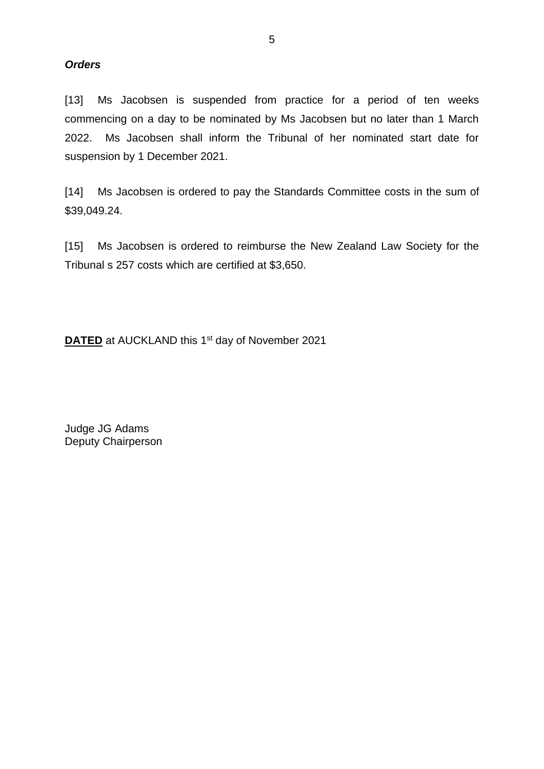***Orders***

[13] Ms Jacobsen is suspended from practice for a period of ten weeks commencing on a day to be nominated by Ms Jacobsen but no later than 1 March 2022. Ms Jacobsen shall inform the Tribunal of her nominated start date for suspension by 1 December 2021.

[14] Ms Jacobsen is ordered to pay the Standards Committee costs in the sum of $39,049.24.

[15] Ms Jacobsen is ordered to reimburse the New Zealand Law Society for the Tribunal s 257 costs which are certified at $3,650.

**DATED** at AUCKLAND this 1st day of November 2021

Judge JG Adams
Deputy Chairperson